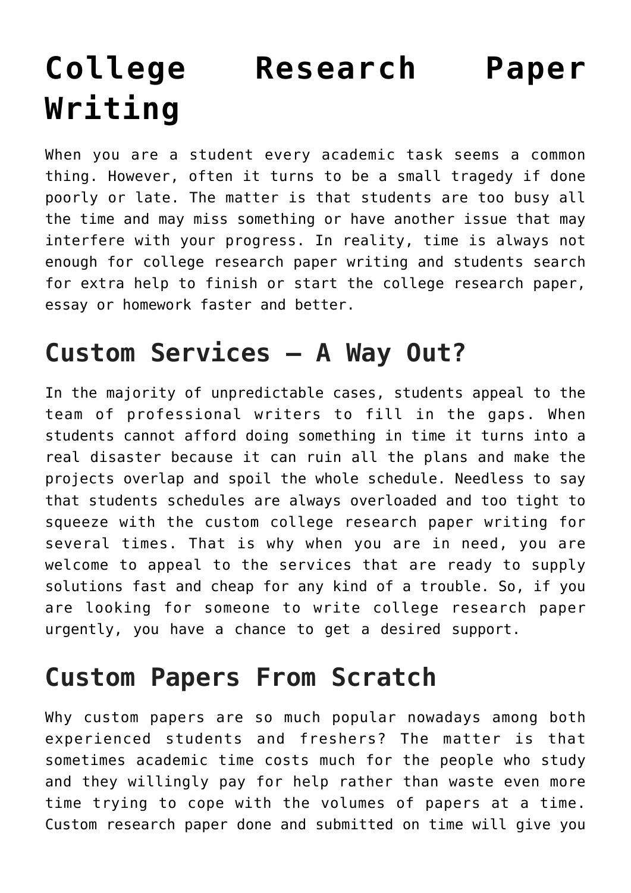# College Research Paper Writing

When you are a student every academic task seems a common thing. However, often it turns to be a small tragedy if done poorly or late. The matter is that students are too busy all the time and may miss something or have another issue that may interfere with your progress. In reality, time is always not enough for college research paper writing and students search for extra help to finish or start the college research paper, essay or homework faster and better.

## Custom Services – A Way Out?

In the majority of unpredictable cases, students appeal to the team of professional writers to fill in the gaps. When students cannot afford doing something in time it turns into a real disaster because it can ruin all the plans and make the projects overlap and spoil the whole schedule. Needless to say that students schedules are always overloaded and too tight to squeeze with the custom college research paper writing for several times. That is why when you are in need, you are welcome to appeal to the services that are ready to supply solutions fast and cheap for any kind of a trouble. So, if you are looking for someone to write college research paper urgently, you have a chance to get a desired support.

## Custom Papers From Scratch

Why custom papers are so much popular nowadays among both experienced students and freshers? The matter is that sometimes academic time costs much for the people who study and they willingly pay for help rather than waste even more time trying to cope with the volumes of papers at a time. Custom research paper done and submitted on time will give you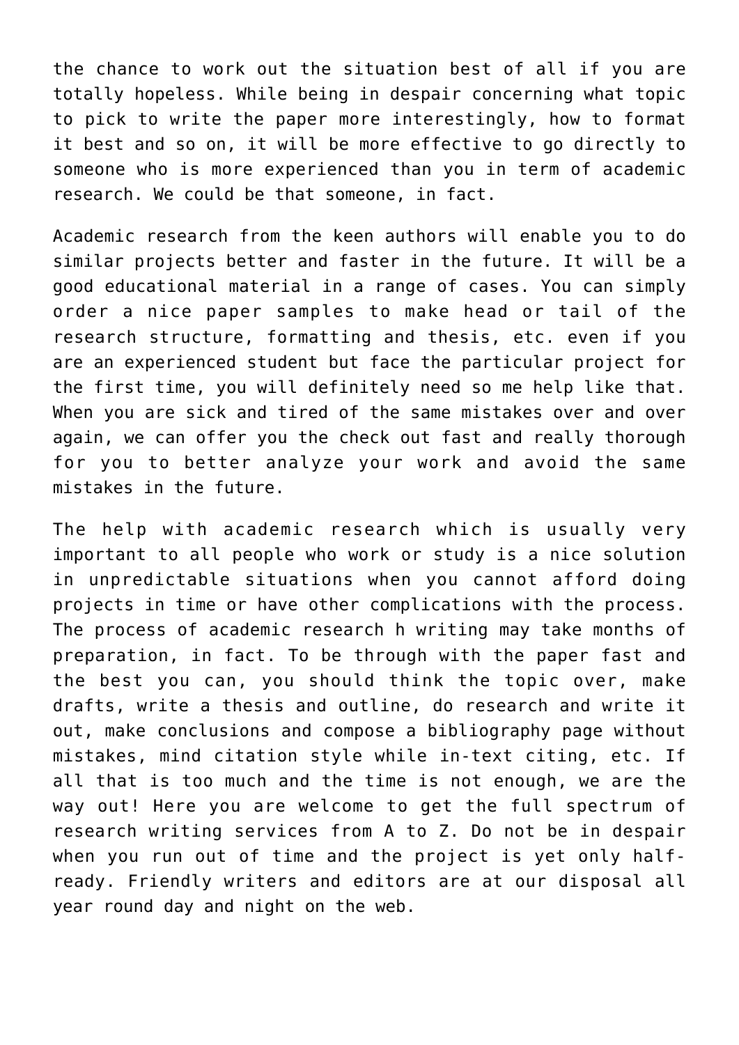the chance to work out the situation best of all if you are totally hopeless. While being in despair concerning what topic to pick to write the paper more interestingly, how to format it best and so on, it will be more effective to go directly to someone who is more experienced than you in term of academic research. We could be that someone, in fact.

Academic research from the keen authors will enable you to do similar projects better and faster in the future. It will be a good educational material in a range of cases. You can simply order a nice paper samples to make head or tail of the research structure, formatting and thesis, etc. even if you are an experienced student but face the particular project for the first time, you will definitely need so me help like that. When you are sick and tired of the same mistakes over and over again, we can offer you the check out fast and really thorough for you to better analyze your work and avoid the same mistakes in the future.

The help with academic research which is usually very important to all people who work or study is a nice solution in unpredictable situations when you cannot afford doing projects in time or have other complications with the process. The process of academic research h writing may take months of preparation, in fact. To be through with the paper fast and the best you can, you should think the topic over, make drafts, write a thesis and outline, do research and write it out, make conclusions and compose a bibliography page without mistakes, mind citation style while in-text citing, etc. If all that is too much and the time is not enough, we are the way out! Here you are welcome to get the full spectrum of research writing services from A to Z. Do not be in despair when you run out of time and the project is yet only half-ready. Friendly writers and editors are at our disposal all year round day and night on the web.